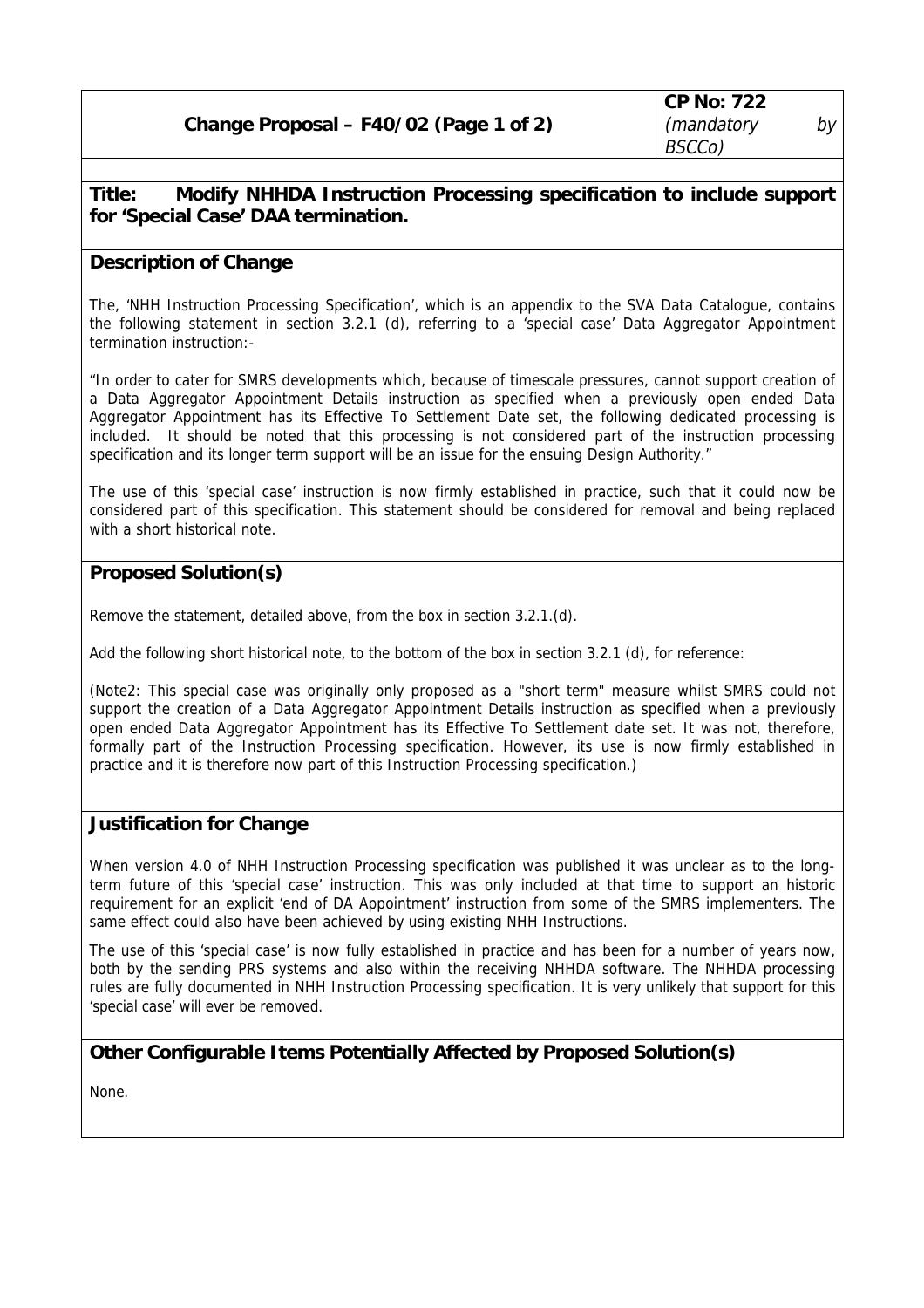| Change Proposal – F40/02 (Page 1 of 2) | **CP No: 722** *(mandatory by BSCCo)* |
|---|---|

**Title: Modify NHHDA Instruction Processing specification to include support for 'Special Case' DAA termination.**

## Description of Change

The, 'NHH Instruction Processing Specification', which is an appendix to the SVA Data Catalogue, contains the following statement in section 3.2.1 (d), referring to a 'special case' Data Aggregator Appointment termination instruction:-

"In order to cater for SMRS developments which, because of timescale pressures, cannot support creation of a Data Aggregator Appointment Details instruction as specified when a previously open ended Data Aggregator Appointment has its Effective To Settlement Date set, the following dedicated processing is included. It should be noted that this processing is not considered part of the instruction processing specification and its longer term support will be an issue for the ensuing Design Authority."

The use of this 'special case' instruction is now firmly established in practice, such that it could now be considered part of this specification. This statement should be considered for removal and being replaced with a short historical note.

## Proposed Solution(s)

Remove the statement, detailed above, from the box in section 3.2.1.(d).

Add the following short historical note, to the bottom of the box in section 3.2.1 (d), for reference:

(Note2: This special case was originally only proposed as a "short term" measure whilst SMRS could not support the creation of a Data Aggregator Appointment Details instruction as specified when a previously open ended Data Aggregator Appointment has its Effective To Settlement date set. It was not, therefore, formally part of the Instruction Processing specification. However, its use is now firmly established in practice and it is therefore now part of this Instruction Processing specification.)

## Justification for Change

When version 4.0 of NHH Instruction Processing specification was published it was unclear as to the long-term future of this 'special case' instruction. This was only included at that time to support an historic requirement for an explicit 'end of DA Appointment' instruction from some of the SMRS implementers. The same effect could also have been achieved by using existing NHH Instructions.

The use of this 'special case' is now fully established in practice and has been for a number of years now, both by the sending PRS systems and also within the receiving NHHDA software. The NHHDA processing rules are fully documented in NHH Instruction Processing specification. It is very unlikely that support for this 'special case' will ever be removed.

## Other Configurable Items Potentially Affected by Proposed Solution(s)

None.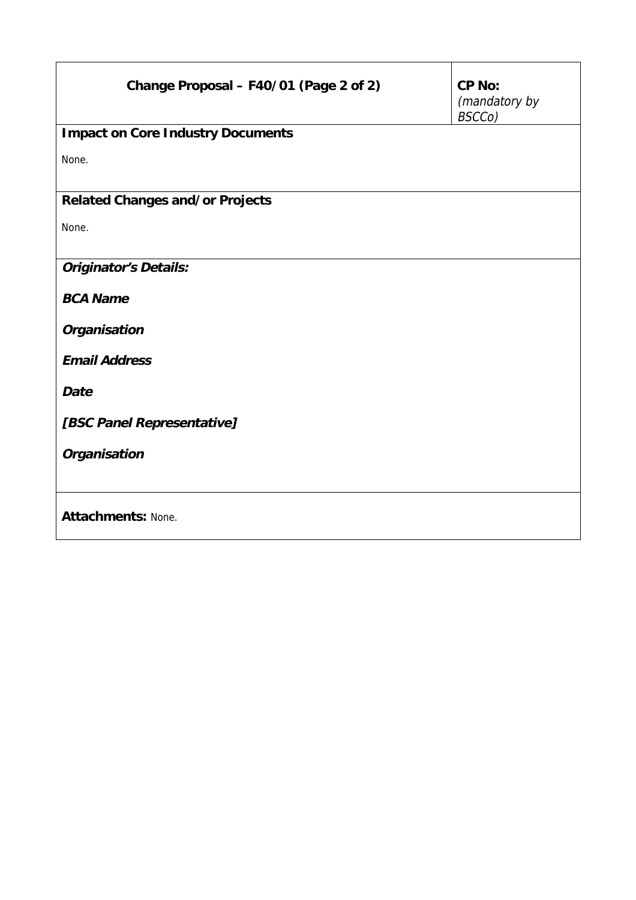| Change Proposal – F40/01 (Page 2 of 2) | **CP No:** *(mandatory by BSCCo)* |
| --- | --- |

**Impact on Core Industry Documents**

None.

**Related Changes and/or Projects**

None.

***Originator's Details:***

***BCA Name***

***Organisation***

***Email Address***

***Date***

***[BSC Panel Representative]***

***Organisation***

**Attachments:** None.